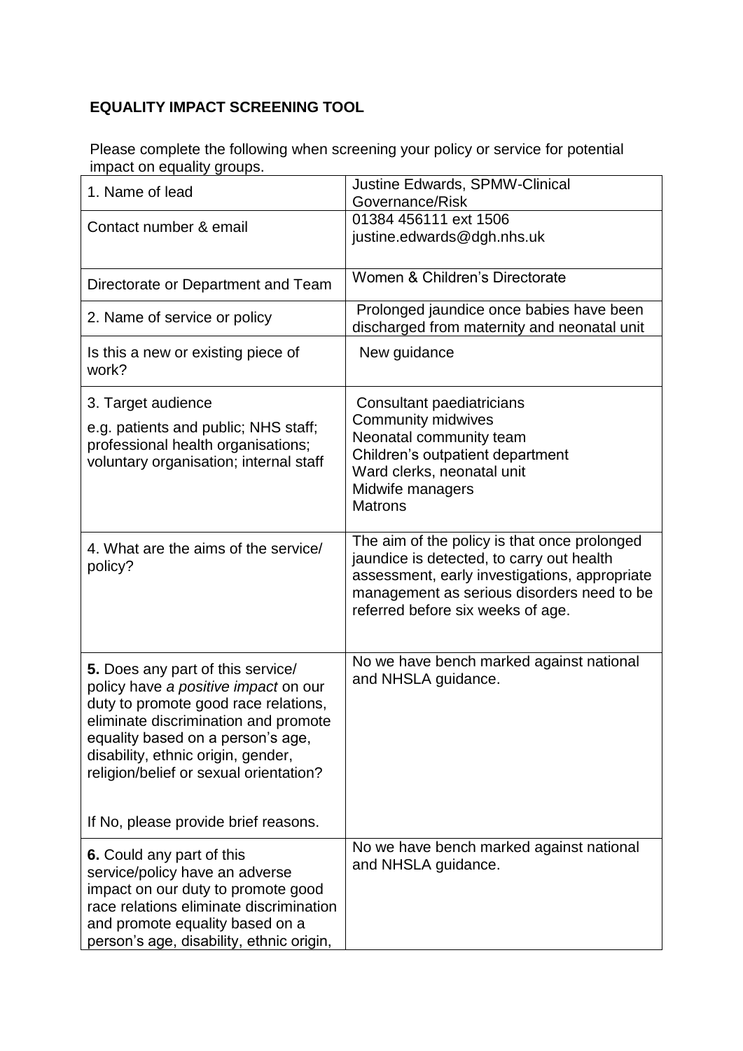## EQUALITY IMPACT SCREENING TOOL

Please complete the following when screening your policy or service for potential impact on equality groups.

| | |
|---|---|
| 1. Name of lead | Justine Edwards, SPMW-Clinical Governance/Risk |
| Contact number & email | 01384 456111 ext 1506<br>justine.edwards@dgh.nhs.uk |
| Directorate or Department and Team | Women & Children's Directorate |
| 2. Name of service or policy | Prolonged jaundice once babies have been discharged from maternity and neonatal unit |
| Is this a new or existing piece of work? | New guidance |
| 3. Target audience<br>e.g. patients and public; NHS staff; professional health organisations; voluntary organisation; internal staff | Consultant paediatricians<br>Community midwives<br>Neonatal community team<br>Children's outpatient department<br>Ward clerks, neonatal unit<br>Midwife managers<br>Matrons |
| 4. What are the aims of the service/ policy? | The aim of the policy is that once prolonged jaundice is detected, to carry out health assessment, early investigations, appropriate management as serious disorders need to be referred before six weeks of age. |
| **5.** Does any part of this service/ policy have *a positive impact* on our duty to promote good race relations, eliminate discrimination and promote equality based on a person's age, disability, ethnic origin, gender, religion/belief or sexual orientation?<br><br>If No, please provide brief reasons. | No we have bench marked against national and NHSLA guidance. |
| **6.** Could any part of this service/policy have an adverse impact on our duty to promote good race relations eliminate discrimination and promote equality based on a person's age, disability, ethnic origin, | No we have bench marked against national and NHSLA guidance. |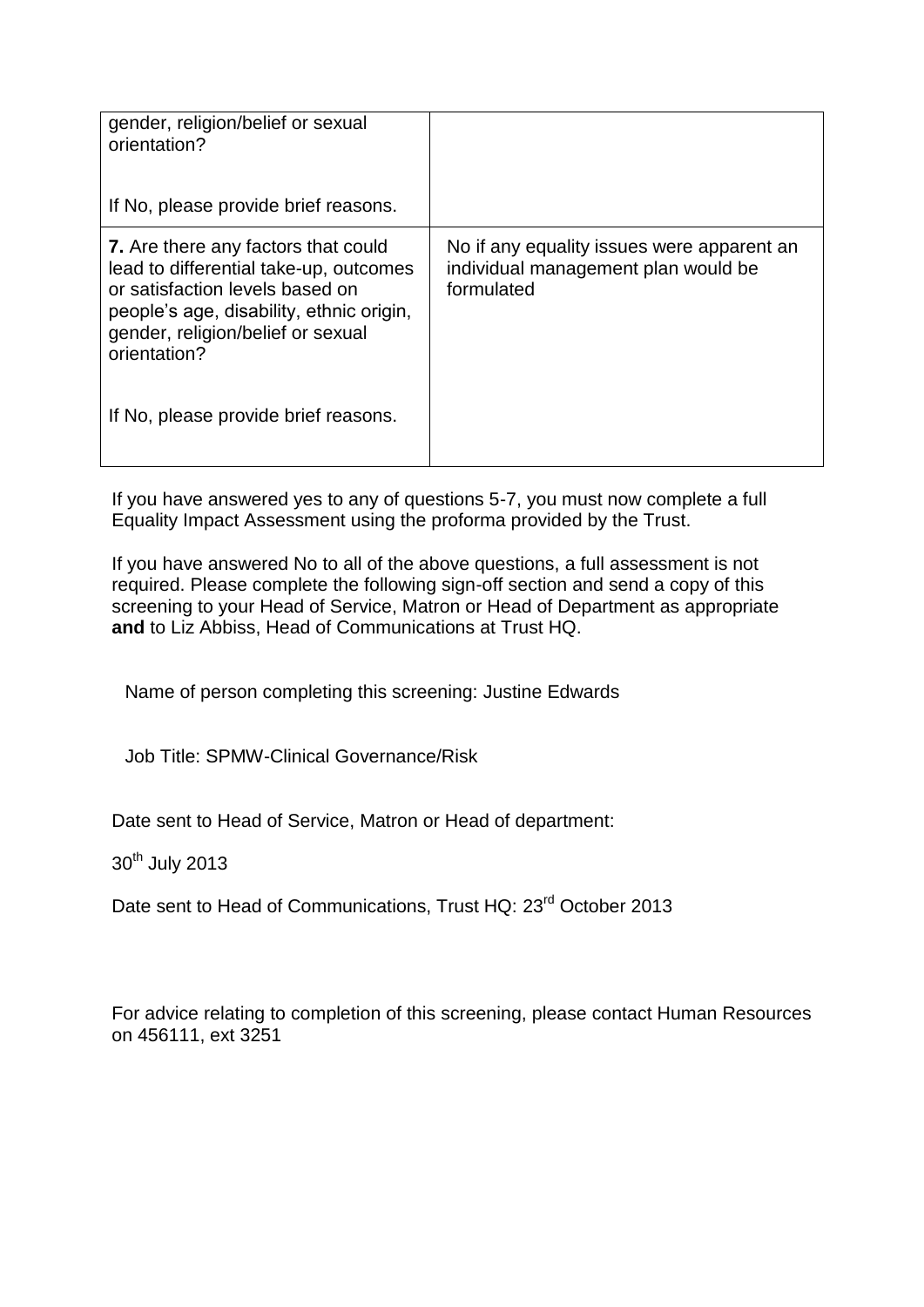| | |
|---|---|
| gender, religion/belief or sexual orientation?<br><br>If No, please provide brief reasons. | |
| **7.** Are there any factors that could lead to differential take-up, outcomes or satisfaction levels based on people's age, disability, ethnic origin, gender, religion/belief or sexual orientation?<br><br>If No, please provide brief reasons. | No if any equality issues were apparent an individual management plan would be formulated |

If you have answered yes to any of questions 5-7, you must now complete a full Equality Impact Assessment using the proforma provided by the Trust.

If you have answered No to all of the above questions, a full assessment is not required. Please complete the following sign-off section and send a copy of this screening to your Head of Service, Matron or Head of Department as appropriate **and** to Liz Abbiss, Head of Communications at Trust HQ.

Name of person completing this screening: Justine Edwards

Job Title: SPMW-Clinical Governance/Risk

Date sent to Head of Service, Matron or Head of department:

30th July 2013

Date sent to Head of Communications, Trust HQ: 23rd October 2013

For advice relating to completion of this screening, please contact Human Resources on 456111, ext 3251